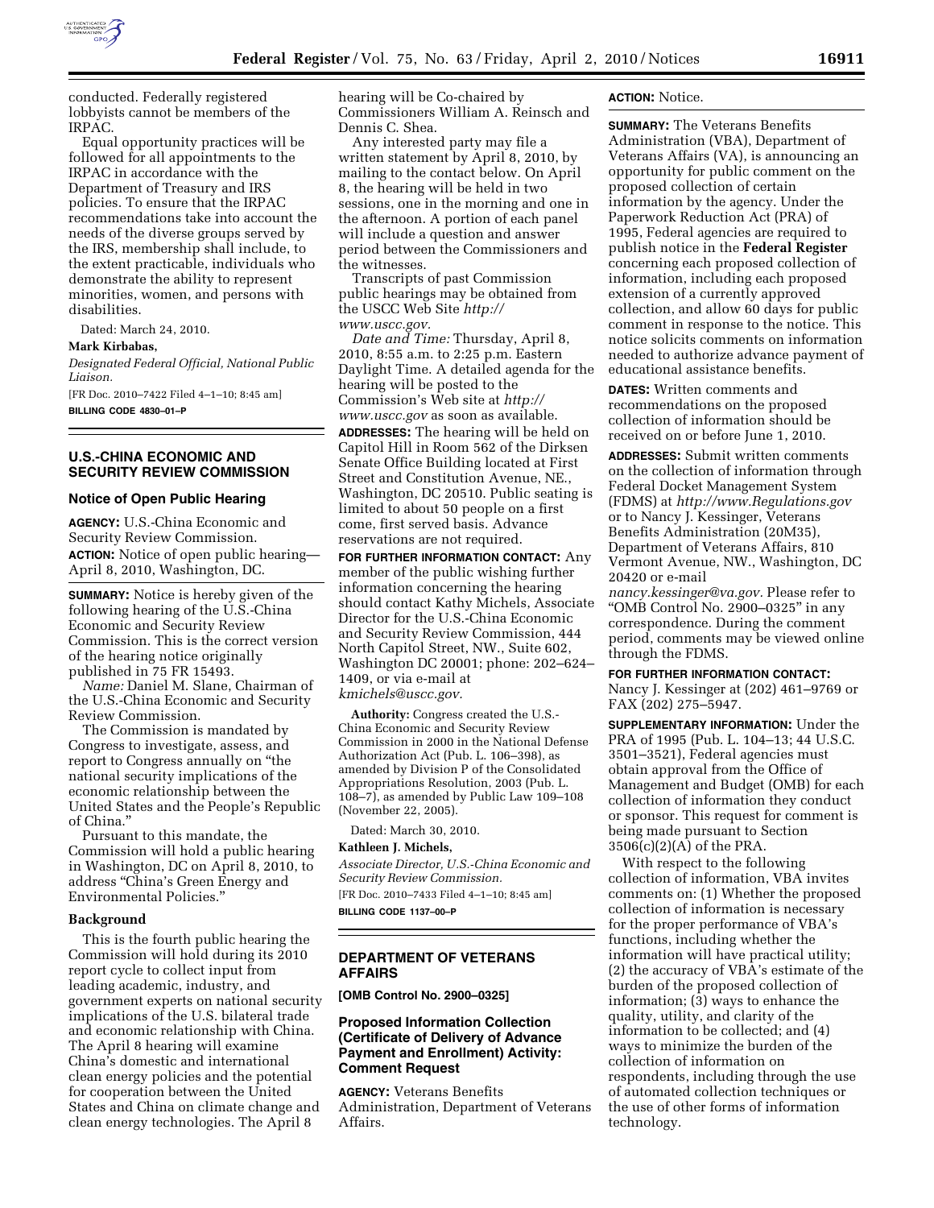conducted. Federally registered lobbyists cannot be members of the IRPAC.

Equal opportunity practices will be followed for all appointments to the IRPAC in accordance with the Department of Treasury and IRS policies. To ensure that the IRPAC recommendations take into account the needs of the diverse groups served by the IRS, membership shall include, to the extent practicable, individuals who demonstrate the ability to represent minorities, women, and persons with disabilities.

Dated: March 24, 2010.

**Mark Kirbabas,**

*Designated Federal Official, National Public Liaison.*

[FR Doc. 2010–7422 Filed 4–1–10; 8:45 am]

**BILLING CODE 4830–01–P**

## U.S.-CHINA ECONOMIC AND SECURITY REVIEW COMMISSION

### Notice of Open Public Hearing

**AGENCY:** U.S.-China Economic and Security Review Commission.

**ACTION:** Notice of open public hearing—April 8, 2010, Washington, DC.

**SUMMARY:** Notice is hereby given of the following hearing of the U.S.-China Economic and Security Review Commission. This is the correct version of the hearing notice originally published in 75 FR 15493.

*Name:* Daniel M. Slane, Chairman of the U.S.-China Economic and Security Review Commission.

The Commission is mandated by Congress to investigate, assess, and report to Congress annually on "the national security implications of the economic relationship between the United States and the People's Republic of China."

Pursuant to this mandate, the Commission will hold a public hearing in Washington, DC on April 8, 2010, to address "China's Green Energy and Environmental Policies."

### Background

This is the fourth public hearing the Commission will hold during its 2010 report cycle to collect input from leading academic, industry, and government experts on national security implications of the U.S. bilateral trade and economic relationship with China. The April 8 hearing will examine China's domestic and international clean energy policies and the potential for cooperation between the United States and China on climate change and clean energy technologies. The April 8 hearing will be Co-chaired by Commissioners William A. Reinsch and Dennis C. Shea.

Any interested party may file a written statement by April 8, 2010, by mailing to the contact below. On April 8, the hearing will be held in two sessions, one in the morning and one in the afternoon. A portion of each panel will include a question and answer period between the Commissioners and the witnesses.

Transcripts of past Commission public hearings may be obtained from the USCC Web Site *http://www.uscc.gov.*

*Date and Time:* Thursday, April 8, 2010, 8:55 a.m. to 2:25 p.m. Eastern Daylight Time. A detailed agenda for the hearing will be posted to the Commission's Web site at *http://www.uscc.gov* as soon as available.

**ADDRESSES:** The hearing will be held on Capitol Hill in Room 562 of the Dirksen Senate Office Building located at First Street and Constitution Avenue, NE., Washington, DC 20510. Public seating is limited to about 50 people on a first come, first served basis. Advance reservations are not required.

**FOR FURTHER INFORMATION CONTACT:** Any member of the public wishing further information concerning the hearing should contact Kathy Michels, Associate Director for the U.S.-China Economic and Security Review Commission, 444 North Capitol Street, NW., Suite 602, Washington DC 20001; phone: 202–624–1409, or via e-mail at *kmichels@uscc.gov.*

**Authority:** Congress created the U.S.-China Economic and Security Review Commission in 2000 in the National Defense Authorization Act (Pub. L. 106–398), as amended by Division P of the Consolidated Appropriations Resolution, 2003 (Pub. L. 108–7), as amended by Public Law 109–108 (November 22, 2005).

Dated: March 30, 2010.

**Kathleen J. Michels,**

*Associate Director, U.S.-China Economic and Security Review Commission.*

[FR Doc. 2010–7433 Filed 4–1–10; 8:45 am]

**BILLING CODE 1137–00–P**

## DEPARTMENT OF VETERANS AFFAIRS

**[OMB Control No. 2900–0325]**

### Proposed Information Collection (Certificate of Delivery of Advance Payment and Enrollment) Activity: Comment Request

**AGENCY:** Veterans Benefits Administration, Department of Veterans Affairs.

**ACTION:** Notice.

**SUMMARY:** The Veterans Benefits Administration (VBA), Department of Veterans Affairs (VA), is announcing an opportunity for public comment on the proposed collection of certain information by the agency. Under the Paperwork Reduction Act (PRA) of 1995, Federal agencies are required to publish notice in the **Federal Register** concerning each proposed collection of information, including each proposed extension of a currently approved collection, and allow 60 days for public comment in response to the notice. This notice solicits comments on information needed to authorize advance payment of educational assistance benefits.

**DATES:** Written comments and recommendations on the proposed collection of information should be received on or before June 1, 2010.

**ADDRESSES:** Submit written comments on the collection of information through Federal Docket Management System (FDMS) at *http://www.Regulations.gov* or to Nancy J. Kessinger, Veterans Benefits Administration (20M35), Department of Veterans Affairs, 810 Vermont Avenue, NW., Washington, DC 20420 or e-mail *nancy.kessinger@va.gov.* Please refer to "OMB Control No. 2900–0325" in any correspondence. During the comment period, comments may be viewed online through the FDMS.

**FOR FURTHER INFORMATION CONTACT:** Nancy J. Kessinger at (202) 461–9769 or FAX (202) 275–5947.

**SUPPLEMENTARY INFORMATION:** Under the PRA of 1995 (Pub. L. 104–13; 44 U.S.C. 3501–3521), Federal agencies must obtain approval from the Office of Management and Budget (OMB) for each collection of information they conduct or sponsor. This request for comment is being made pursuant to Section 3506(c)(2)(A) of the PRA.

With respect to the following collection of information, VBA invites comments on: (1) Whether the proposed collection of information is necessary for the proper performance of VBA's functions, including whether the information will have practical utility; (2) the accuracy of VBA's estimate of the burden of the proposed collection of information; (3) ways to enhance the quality, utility, and clarity of the information to be collected; and (4) ways to minimize the burden of the collection of information on respondents, including through the use of automated collection techniques or the use of other forms of information technology.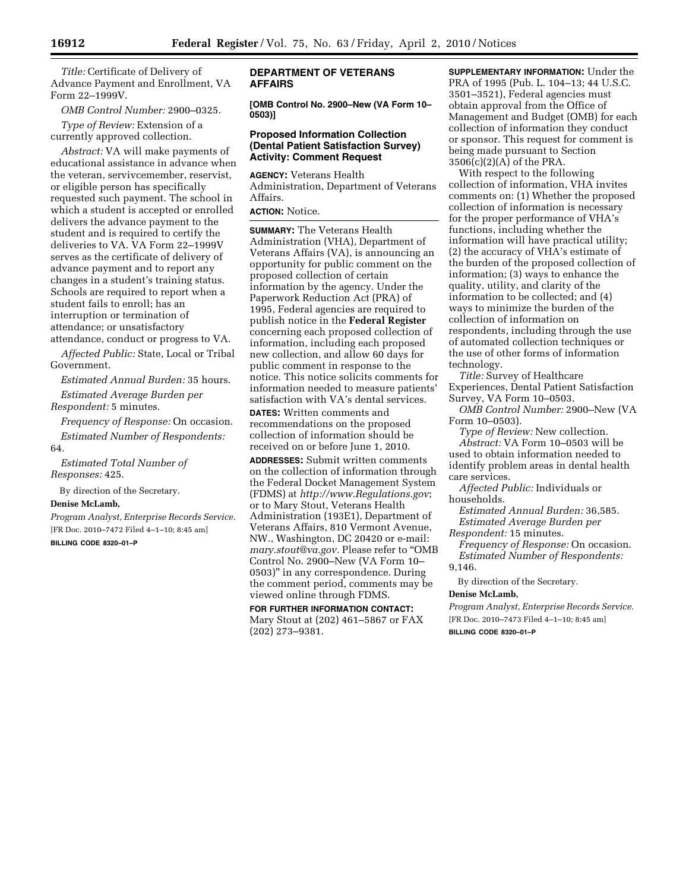*Title:* Certificate of Delivery of Advance Payment and Enrollment, VA Form 22–1999V.

*OMB Control Number:* 2900–0325.

*Type of Review:* Extension of a currently approved collection.

*Abstract:* VA will make payments of educational assistance in advance when the veteran, servivcemember, reservist, or eligible person has specifically requested such payment. The school in which a student is accepted or enrolled delivers the advance payment to the student and is required to certify the deliveries to VA. VA Form 22–1999V serves as the certificate of delivery of advance payment and to report any changes in a student's training status. Schools are required to report when a student fails to enroll; has an interruption or termination of attendance; or unsatisfactory attendance, conduct or progress to VA.

*Affected Public:* State, Local or Tribal Government.

*Estimated Annual Burden:* 35 hours.

*Estimated Average Burden per Respondent:* 5 minutes.

*Frequency of Response:* On occasion.

*Estimated Number of Respondents:* 64.

*Estimated Total Number of Responses:* 425.

By direction of the Secretary.

**Denise McLamb,**

*Program Analyst, Enterprise Records Service.*

[FR Doc. 2010–7472 Filed 4–1–10; 8:45 am]

**BILLING CODE 8320–01–P**

## DEPARTMENT OF VETERANS AFFAIRS

**[OMB Control No. 2900–New (VA Form 10–0503)]**

## Proposed Information Collection (Dental Patient Satisfaction Survey) Activity: Comment Request

**AGENCY:** Veterans Health Administration, Department of Veterans Affairs.

**ACTION:** Notice.

**SUMMARY:** The Veterans Health Administration (VHA), Department of Veterans Affairs (VA), is announcing an opportunity for public comment on the proposed collection of certain information by the agency. Under the Paperwork Reduction Act (PRA) of 1995, Federal agencies are required to publish notice in the **Federal Register** concerning each proposed collection of information, including each proposed new collection, and allow 60 days for public comment in response to the notice. This notice solicits comments for information needed to measure patients' satisfaction with VA's dental services.

**DATES:** Written comments and recommendations on the proposed collection of information should be received on or before June 1, 2010.

**ADDRESSES:** Submit written comments on the collection of information through the Federal Docket Management System (FDMS) at *http://www.Regulations.gov*; or to Mary Stout, Veterans Health Administration (193E1), Department of Veterans Affairs, 810 Vermont Avenue, NW., Washington, DC 20420 or e-mail: *mary.stout@va.gov.* Please refer to "OMB Control No. 2900–New (VA Form 10–0503)" in any correspondence. During the comment period, comments may be viewed online through FDMS.

**FOR FURTHER INFORMATION CONTACT:** Mary Stout at (202) 461–5867 or FAX (202) 273–9381.

**SUPPLEMENTARY INFORMATION:** Under the PRA of 1995 (Pub. L. 104–13; 44 U.S.C. 3501–3521), Federal agencies must obtain approval from the Office of Management and Budget (OMB) for each collection of information they conduct or sponsor. This request for comment is being made pursuant to Section 3506(c)(2)(A) of the PRA.

With respect to the following collection of information, VHA invites comments on: (1) Whether the proposed collection of information is necessary for the proper performance of VHA's functions, including whether the information will have practical utility; (2) the accuracy of VHA's estimate of the burden of the proposed collection of information; (3) ways to enhance the quality, utility, and clarity of the information to be collected; and (4) ways to minimize the burden of the collection of information on respondents, including through the use of automated collection techniques or the use of other forms of information technology.

*Title:* Survey of Healthcare Experiences, Dental Patient Satisfaction Survey, VA Form 10–0503.

*OMB Control Number:* 2900–New (VA Form 10–0503).

*Type of Review:* New collection.

*Abstract:* VA Form 10–0503 will be used to obtain information needed to identify problem areas in dental health care services.

*Affected Public:* Individuals or households.

*Estimated Annual Burden:* 36,585.

*Estimated Average Burden per Respondent:* 15 minutes.

*Frequency of Response:* On occasion.

*Estimated Number of Respondents:* 9,146.

By direction of the Secretary.

**Denise McLamb,**

*Program Analyst, Enterprise Records Service.*

[FR Doc. 2010–7473 Filed 4–1–10; 8:45 am]

**BILLING CODE 8320–01–P**